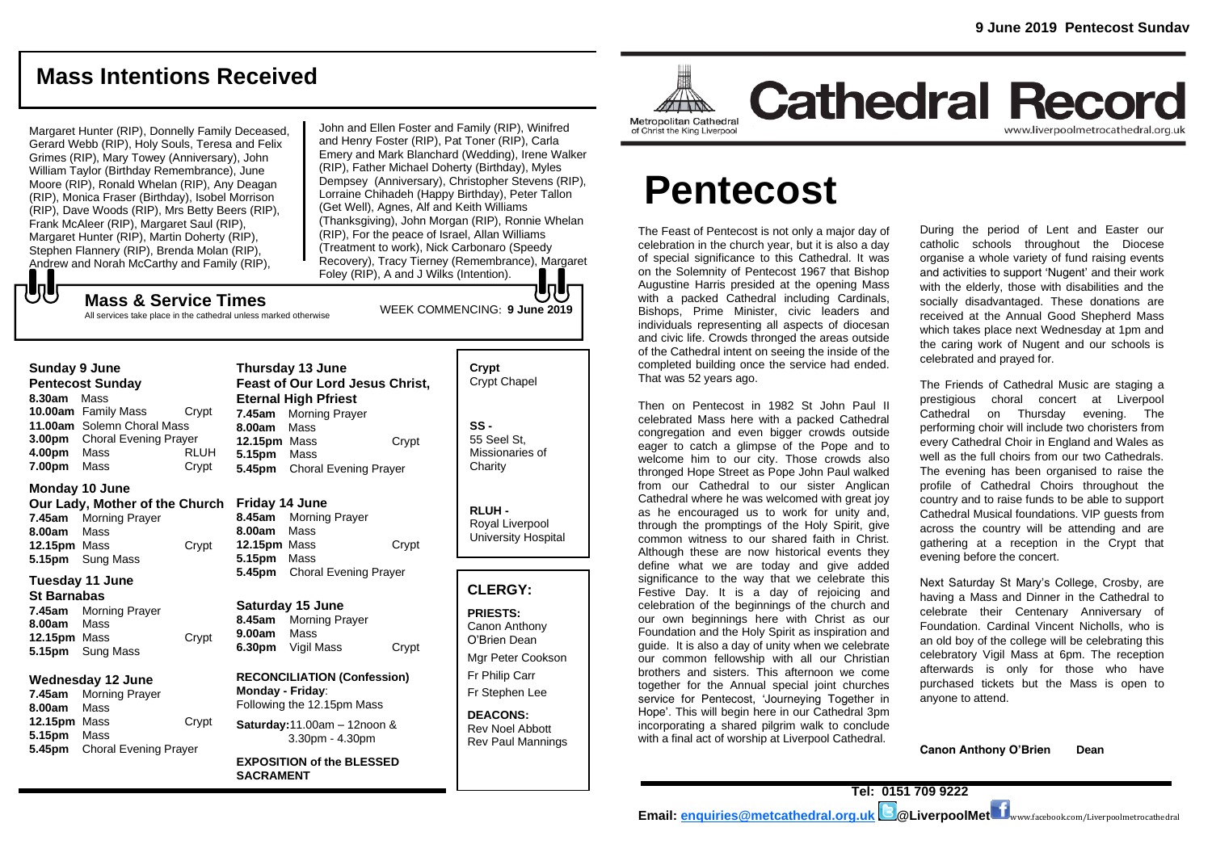## Mass Intentions Received

Margaret Hunter (RIP), Donnelly Family Deceased, Gerard Webb (RIP), Holy Souls, Teresa and Felix Grimes (RIP), Mary Towey (Anniversary), John William Taylor (Birthday Remembrance), June Moore (RIP), Ronald Whelan (RIP), Any Deagan (RIP), Monica Fraser (Birthday), Isobel Morrison (RIP), Dave Woods (RIP), Mrs Betty Beers (RIP), Frank McAleer (RIP), Margaret Saul (RIP), Margaret Hunter (RIP), Martin Doherty (RIP), Stephen Flannery (RIP), Brenda Molan (RIP), Andrew and Norah McCarthy and Family (RIP), John and Ellen Foster and Family (RIP), Winifred and Henry Foster (RIP), Pat Toner (RIP), Carla Emery and Mark Blanchard (Wedding), Irene Walker (RIP), Father Michael Doherty (Birthday), Myles Dempsey (Anniversary), Christopher Stevens (RIP), Lorraine Chihadeh (Happy Birthday), Peter Tallon (Get Well), Agnes, Alf and Keith Williams (Thanksgiving), John Morgan (RIP), Ronnie Whelan (RIP), For the peace of Israel, Allan Williams (Treatment to work), Nick Carbonaro (Speedy Recovery), Tracy Tierney (Remembrance), Margaret Foley (RIP), A and J Wilks (Intention).

## Mass & Service Times

All services take place in the cathedral unless marked otherwise

WEEK COMMENCING: **9 June 2019**

**Sunday 9 June**
**Pentecost Sunday**
**8.30am** Mass
**10.00am** Family Mass — Crypt
**11.00am** Solemn Choral Mass
**3.00pm** Choral Evening Prayer
**4.00pm** Mass — RLUH
**7.00pm** Mass — Crypt

**Monday 10 June**
**Our Lady, Mother of the Church**
**7.45am** Morning Prayer
**8.00am** Mass
**12.15pm** Mass — Crypt
**5.15pm** Sung Mass

**Tuesday 11 June**
**St Barnabas**
**7.45am** Morning Prayer
**8.00am** Mass
**12.15pm** Mass — Crypt
**5.15pm** Sung Mass

**Wednesday 12 June**
**7.45am** Morning Prayer
**8.00am** Mass
**12.15pm** Mass — Crypt
**5.15pm** Mass
**5.45pm** Choral Evening Prayer

**Thursday 13 June**
**Feast of Our Lord Jesus Christ, Eternal High Pfriest**
**7.45am** Morning Prayer
**8.00am** Mass
**12.15pm** Mass — Crypt
**5.15pm** Mass
**5.45pm** Choral Evening Prayer

**Friday 14 June**
**8.45am** Morning Prayer
**8.00am** Mass
**12.15pm** Mass — Crypt
**5.15pm** Mass
**5.45pm** Choral Evening Prayer

**Saturday 15 June**
**8.45am** Morning Prayer
**9.00am** Mass
**6.30pm** Vigil Mass — Crypt

**RECONCILIATION (Confession)**
**Monday - Friday**: Following the 12.15pm Mass

**Saturday:** 11.00am – 12noon & 3.30pm - 4.30pm

**EXPOSITION of the BLESSED SACRAMENT**

**Crypt** Crypt Chapel

**SS -** 55 Seel St, Missionaries of Charity

**RLUH -** Royal Liverpool University Hospital

## CLERGY:

**PRIESTS:**
Canon Anthony O'Brien Dean
Mgr Peter Cookson
Fr Philip Carr
Fr Stephen Lee

**DEACONS:**
Rev Noel Abbott
Rev Paul Mannings

**9 June 2019 Pentecost Sunday**

Metropolitan Cathedral of Christ the King Liverpool

# Cathedral Record

www.liverpoolmetrocathedral.org.uk

# Pentecost

The Feast of Pentecost is not only a major day of celebration in the church year, but it is also a day of special significance to this Cathedral. It was on the Solemnity of Pentecost 1967 that Bishop Augustine Harris presided at the opening Mass with a packed Cathedral including Cardinals, Bishops, Prime Minister, civic leaders and individuals representing all aspects of diocesan and civic life. Crowds thronged the areas outside of the Cathedral intent on seeing the inside of the completed building once the service had ended. That was 52 years ago.

Then on Pentecost in 1982 St John Paul II celebrated Mass here with a packed Cathedral congregation and even bigger crowds outside eager to catch a glimpse of the Pope and to welcome him to our city. Those crowds also thronged Hope Street as Pope John Paul walked from our Cathedral to our sister Anglican Cathedral where he was welcomed with great joy as he encouraged us to work for unity and, through the promptings of the Holy Spirit, give common witness to our shared faith in Christ. Although these are now historical events they define what we are today and give added significance to the way that we celebrate this Festive Day. It is a day of rejoicing and celebration of the beginnings of the church and our own beginnings here with Christ as our Foundation and the Holy Spirit as inspiration and guide. It is also a day of unity when we celebrate our common fellowship with all our Christian brothers and sisters. This afternoon we come together for the Annual special joint churches service for Pentecost, 'Journeying Together in Hope'. This will begin here in our Cathedral 3pm incorporating a shared pilgrim walk to conclude with a final act of worship at Liverpool Cathedral.

During the period of Lent and Easter our catholic schools throughout the Diocese organise a whole variety of fund raising events and activities to support 'Nugent' and their work with the elderly, those with disabilities and the socially disadvantaged. These donations are received at the Annual Good Shepherd Mass which takes place next Wednesday at 1pm and the caring work of Nugent and our schools is celebrated and prayed for.

The Friends of Cathedral Music are staging a prestigious choral concert at Liverpool Cathedral on Thursday evening. The performing choir will include two choristers from every Cathedral Choir in England and Wales as well as the full choirs from our two Cathedrals. The evening has been organised to raise the profile of Cathedral Choirs throughout the country and to raise funds to be able to support Cathedral Musical foundations. VIP guests from across the country will be attending and are gathering at a reception in the Crypt that evening before the concert.

Next Saturday St Mary's College, Crosby, are having a Mass and Dinner in the Cathedral to celebrate their Centenary Anniversary of Foundation. Cardinal Vincent Nicholls, who is an old boy of the college will be celebrating this celebratory Vigil Mass at 6pm. The reception afterwards is only for those who have purchased tickets but the Mass is open to anyone to attend.

**Canon Anthony O'Brien Dean**

**Tel: 0151 709 9222**

**Email: enquiries@metcathedral.org.uk @LiverpoolMet** www.facebook.com/Liverpoolmetrocathedral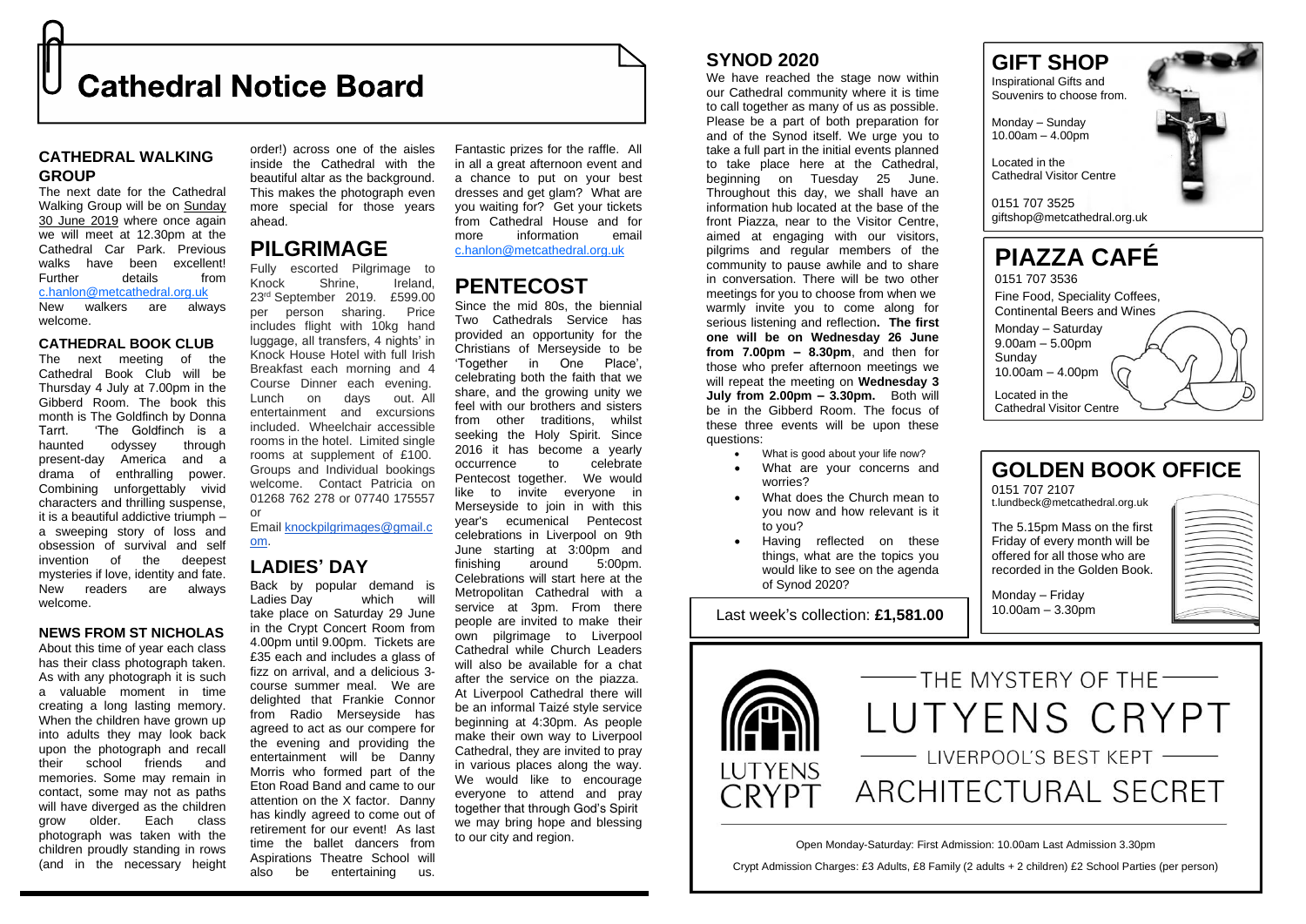# Cathedral Notice Board

## CATHEDRAL WALKING GROUP

The next date for the Cathedral Walking Group will be on Sunday 30 June 2019 where once again we will meet at 12.30pm at the Cathedral Car Park. Previous walks have been excellent! Further details from c.hanlon@metcathedral.org.uk New walkers are always welcome.

### CATHEDRAL BOOK CLUB

The next meeting of the Cathedral Book Club will be Thursday 4 July at 7.00pm in the Gibberd Room. The book this month is The Goldfinch by Donna Tarrt. 'The Goldfinch is a haunted odyssey through present-day America and a drama of enthralling power. Combining unforgettably vivid characters and thrilling suspense, it is a beautiful addictive triumph – a sweeping story of loss and obsession of survival and self invention of the deepest mysteries if love, identity and fate. New readers are always welcome.

### NEWS FROM ST NICHOLAS

About this time of year each class has their class photograph taken. As with any photograph it is such a valuable moment in time creating a long lasting memory. When the children have grown up into adults they may look back upon the photograph and recall their school friends and memories. Some may remain in contact, some may not as paths will have diverged as the children grow older. Each class photograph was taken with the children proudly standing in rows (and in the necessary height order!) across one of the aisles inside the Cathedral with the beautiful altar as the background. This makes the photograph even more special for those years ahead.

## PILGRIMAGE

Fully escorted Pilgrimage to Knock Shrine, Ireland, 23rd September 2019. £599.00 per person sharing. Price includes flight with 10kg hand luggage, all transfers, 4 nights' in Knock House Hotel with full Irish Breakfast each morning and 4 Course Dinner each evening. Lunch on days out. All entertainment and excursions included. Wheelchair accessible rooms in the hotel. Limited single rooms at supplement of £100. Groups and Individual bookings welcome. Contact Patricia on 01268 762 278 or 07740 175557 or

Email knockpilgrimages@gmail.com.

## LADIES' DAY

Back by popular demand is Ladies Day which will take place on Saturday 29 June in the Crypt Concert Room from 4.00pm until 9.00pm. Tickets are £35 each and includes a glass of fizz on arrival, and a delicious 3-course summer meal. We are delighted that Frankie Connor from Radio Merseyside has agreed to act as our compere for the evening and providing the entertainment will be Danny Morris who formed part of the Eton Road Band and came to our attention on the X factor. Danny has kindly agreed to come out of retirement for our event! As last time the ballet dancers from Aspirations Theatre School will also be entertaining us. Fantastic prizes for the raffle. All in all a great afternoon event and a chance to put on your best dresses and get glam? What are you waiting for? Get your tickets from Cathedral House and for more information email c.hanlon@metcathedral.org.uk

## PENTECOST

Since the mid 80s, the biennial Two Cathedrals Service has provided an opportunity for the Christians of Merseyside to be 'Together in One Place', celebrating both the faith that we share, and the growing unity we feel with our brothers and sisters from other traditions, whilst seeking the Holy Spirit. Since 2016 it has become a yearly occurrence to celebrate Pentecost together. We would like to invite everyone in Merseyside to join in with this year's ecumenical Pentecost celebrations in Liverpool on 9th June starting at 3:00pm and finishing around 5:00pm. Celebrations will start here at the Metropolitan Cathedral with a service at 3pm. From there people are invited to make their own pilgrimage to Liverpool Cathedral while Church Leaders will also be available for a chat after the service on the piazza. At Liverpool Cathedral there will be an informal Taizé style service beginning at 4:30pm. As people make their own way to Liverpool Cathedral, they are invited to pray in various places along the way. We would like to encourage everyone to attend and pray together that through God's Spirit we may bring hope and blessing to our city and region.

## SYNOD 2020

We have reached the stage now within our Cathedral community where it is time to call together as many of us as possible. Please be a part of both preparation for and of the Synod itself. We urge you to take a full part in the initial events planned to take place here at the Cathedral, beginning on Tuesday 25 June. Throughout this day, we shall have an information hub located at the base of the front Piazza, near to the Visitor Centre, aimed at engaging with our visitors, pilgrims and regular members of the community to pause awhile and to share in conversation. There will be two other meetings for you to choose from when we warmly invite you to come along for serious listening and reflection**. The first one will be on Wednesday 26 June from 7.00pm – 8.30pm**, and then for those who prefer afternoon meetings we will repeat the meeting on **Wednesday 3 July from 2.00pm – 3.30pm.** Both will be in the Gibberd Room. The focus of these three events will be upon these questions:

- What is good about your life now?
- What are your concerns and worries?
- What does the Church mean to you now and how relevant is it to you?
- Having reflected on these things, what are the topics you would like to see on the agenda of Synod 2020?

Last week's collection: **£1,581.00**

## GIFT SHOP

Inspirational Gifts and Souvenirs to choose from.

Monday – Sunday
10.00am – 4.00pm

Located in the Cathedral Visitor Centre

0151 707 3525
giftshop@metcathedral.org.uk

## PIAZZA CAFÉ

0151 707 3536

Fine Food, Speciality Coffees, Continental Beers and Wines

Monday – Saturday
9.00am – 5.00pm
Sunday
10.00am – 4.00pm

Located in the Cathedral Visitor Centre

## GOLDEN BOOK OFFICE

0151 707 2107
t.lundbeck@metcathedral.org.uk

The 5.15pm Mass on the first Friday of every month will be offered for all those who are recorded in the Golden Book.

Monday – Friday
10.00am – 3.30pm

LUTYENS CRYPT

THE MYSTERY OF THE LUTYENS CRYPT

LIVERPOOL'S BEST KEPT ARCHITECTURAL SECRET

Open Monday-Saturday: First Admission: 10.00am Last Admission 3.30pm

Crypt Admission Charges: £3 Adults, £8 Family (2 adults + 2 children) £2 School Parties (per person)